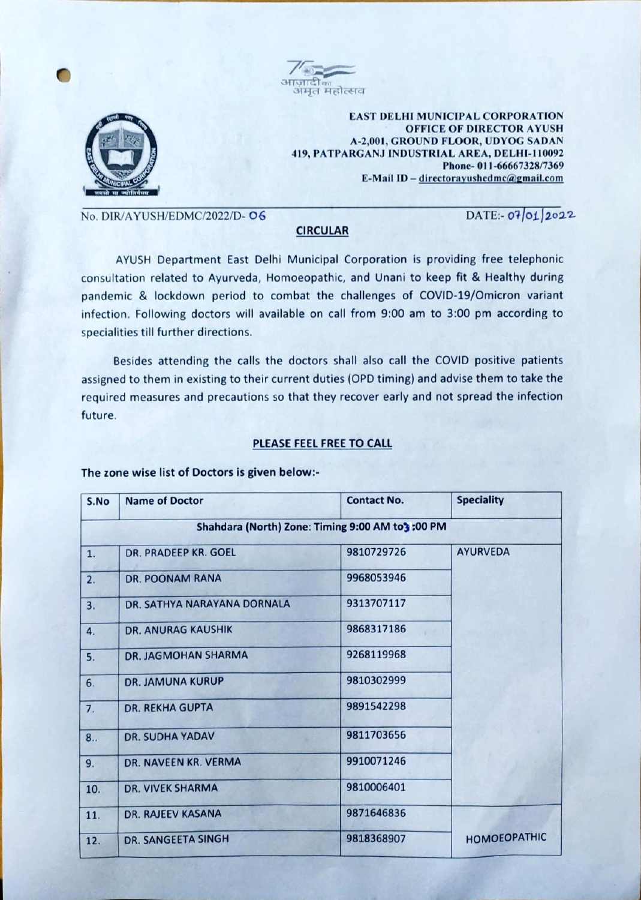आज़ादी का अमृत महोत्सव

**EAST DELHI MUNICIPAL CORPORATION**
**OFFICE OF DIRECTOR AYUSH**
**A-2,001, GROUND FLOOR, UDYOG SADAN**
**419, PATPARGANJ INDUSTRIAL AREA, DELHI-110092**
**Phone- 011-66667328/7369**
**E-Mail ID – directorayushedmc@gmail.com**

No. DIR/AYUSH/EDMC/2022/D- 06 DATE:- 07/01/2022

## CIRCULAR

AYUSH Department East Delhi Municipal Corporation is providing free telephonic consultation related to Ayurveda, Homoeopathic, and Unani to keep fit & Healthy during pandemic & lockdown period to combat the challenges of COVID-19/Omicron variant infection. Following doctors will available on call from 9:00 am to 3:00 pm according to specialities till further directions.

Besides attending the calls the doctors shall also call the COVID positive patients assigned to them in existing to their current duties (OPD timing) and advise them to take the required measures and precautions so that they recover early and not spread the infection future.

**PLEASE FEEL FREE TO CALL**

**The zone wise list of Doctors is given below:-**

| S.No | Name of Doctor | Contact No. | Speciality |
|---|---|---|---|
| **Shahdara (North) Zone: Timing 9:00 AM to 3:00 PM** | | | |
| 1. | DR. PRADEEP KR. GOEL | 9810729726 | AYURVEDA |
| 2. | DR. POONAM RANA | 9968053946 | |
| 3. | DR. SATHYA NARAYANA DORNALA | 9313707117 | |
| 4. | DR. ANURAG KAUSHIK | 9868317186 | |
| 5. | DR. JAGMOHAN SHARMA | 9268119968 | |
| 6. | DR. JAMUNA KURUP | 9810302999 | |
| 7. | DR. REKHA GUPTA | 9891542298 | |
| 8.. | DR. SUDHA YADAV | 9811703656 | |
| 9. | DR. NAVEEN KR. VERMA | 9910071246 | |
| 10. | DR. VIVEK SHARMA | 9810006401 | |
| 11. | DR. RAJEEV KASANA | 9871646836 | HOMOEOPATHIC |
| 12. | DR. SANGEETA SINGH | 9818368907 | |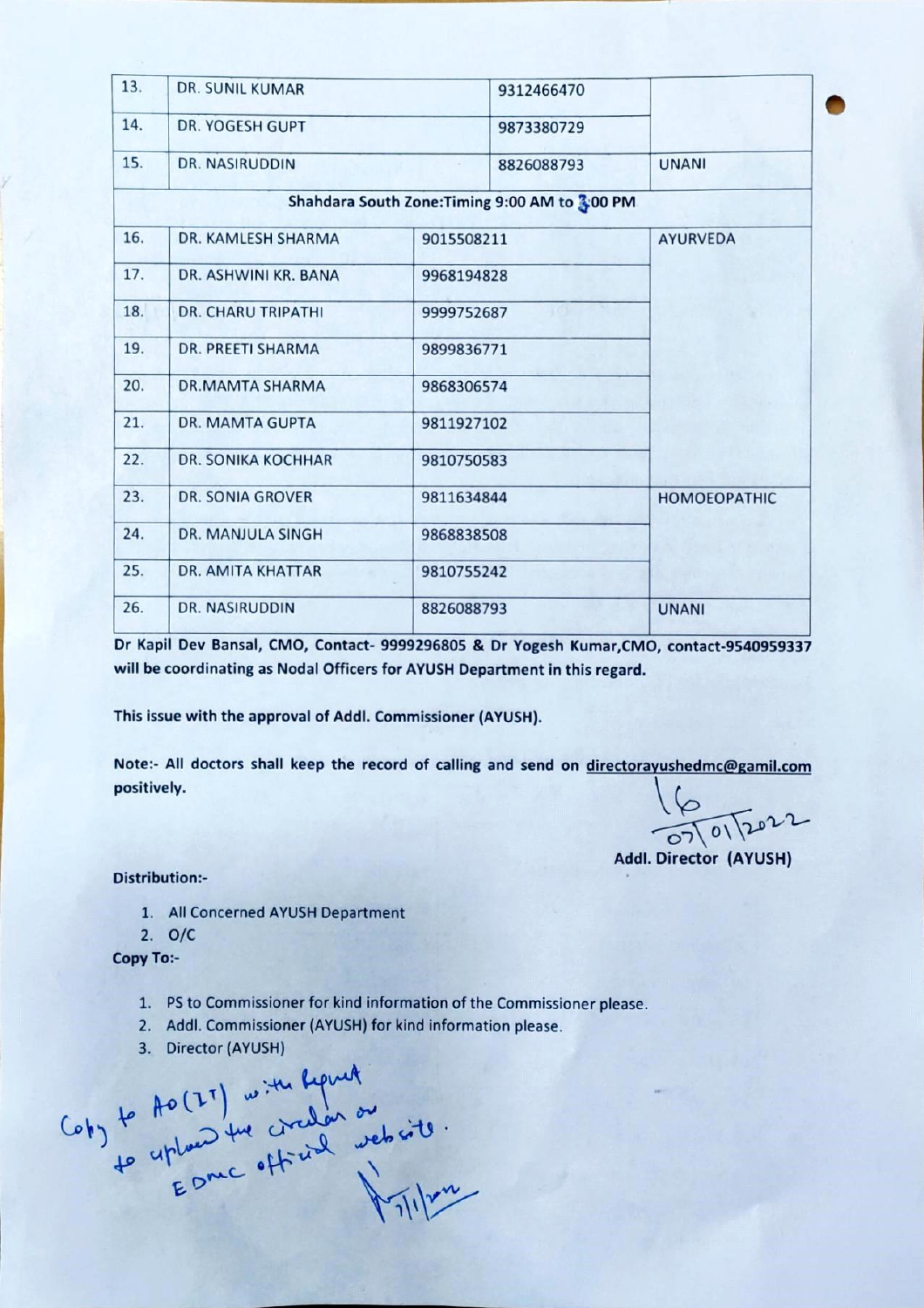| | | | |
|---|---|---|---|
| 13. | DR. SUNIL KUMAR | 9312466470 | |
| 14. | DR. YOGESH GUPT | 9873380729 | |
| 15. | DR. NASIRUDDIN | 8826088793 | UNANI |
| **Shahdara South Zone:Timing 9:00 AM to 3:00 PM** | | | |
| 16. | DR. KAMLESH SHARMA | 9015508211 | AYURVEDA |
| 17. | DR. ASHWINI KR. BANA | 9968194828 | |
| 18. | DR. CHARU TRIPATHI | 9999752687 | |
| 19. | DR. PREETI SHARMA | 9899836771 | |
| 20. | DR.MAMTA SHARMA | 9868306574 | |
| 21. | DR. MAMTA GUPTA | 9811927102 | |
| 22. | DR. SONIKA KOCHHAR | 9810750583 | |
| 23. | DR. SONIA GROVER | 9811634844 | HOMOEOPATHIC |
| 24. | DR. MANJULA SINGH | 9868838508 | |
| 25. | DR. AMITA KHATTAR | 9810755242 | |
| 26. | DR. NASIRUDDIN | 8826088793 | UNANI |

**Dr Kapil Dev Bansal, CMO, Contact- 9999296805 & Dr Yogesh Kumar,CMO, contact-9540959337 will be coordinating as Nodal Officers for AYUSH Department in this regard.**

**This issue with the approval of Addl. Commissioner (AYUSH).**

**Note:- All doctors shall keep the record of calling and send on directorayushedmc@gamil.com positively.**

16
07/01/2022

**Addl. Director (AYUSH)**

**Distribution:-**

1. All Concerned AYUSH Department
2. O/C

**Copy To:-**

1. PS to Commissioner for kind information of the Commissioner please.
2. Addl. Commissioner (AYUSH) for kind information please.
3. Director (AYUSH)

Copy to AO(IT) with request to upload the circular on EDMC official website.

7/1/22